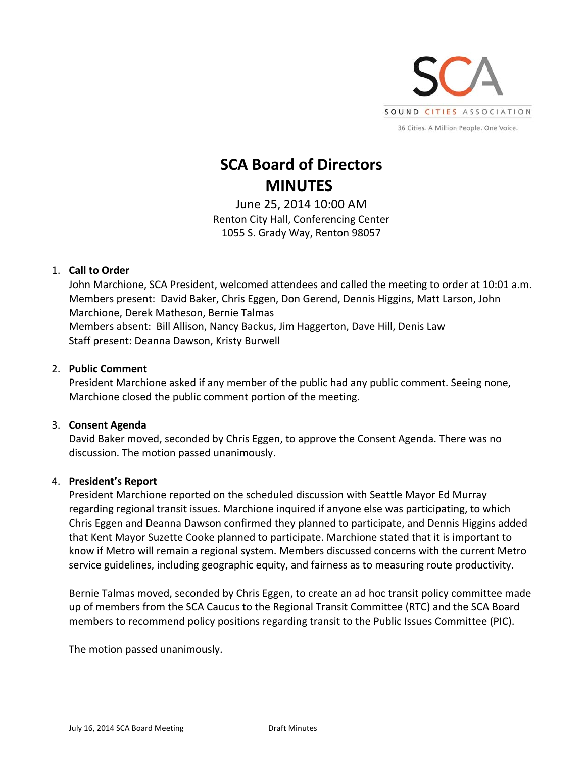SOUND CITIES ASSOCIATION

36 Cities. A Million People. One Voice.

# SCA Board of Directors
# MINUTES

June 25, 2014 10:00 AM
Renton City Hall, Conferencing Center
1055 S. Grady Way, Renton 98057

1. **Call to Order**
   John Marchione, SCA President, welcomed attendees and called the meeting to order at 10:01 a.m.
   Members present: David Baker, Chris Eggen, Don Gerend, Dennis Higgins, Matt Larson, John Marchione, Derek Matheson, Bernie Talmas
   Members absent: Bill Allison, Nancy Backus, Jim Haggerton, Dave Hill, Denis Law
   Staff present: Deanna Dawson, Kristy Burwell

2. **Public Comment**
   President Marchione asked if any member of the public had any public comment. Seeing none, Marchione closed the public comment portion of the meeting.

3. **Consent Agenda**
   David Baker moved, seconded by Chris Eggen, to approve the Consent Agenda. There was no discussion. The motion passed unanimously.

4. **President's Report**
   President Marchione reported on the scheduled discussion with Seattle Mayor Ed Murray regarding regional transit issues. Marchione inquired if anyone else was participating, to which Chris Eggen and Deanna Dawson confirmed they planned to participate, and Dennis Higgins added that Kent Mayor Suzette Cooke planned to participate. Marchione stated that it is important to know if Metro will remain a regional system. Members discussed concerns with the current Metro service guidelines, including geographic equity, and fairness as to measuring route productivity.

   Bernie Talmas moved, seconded by Chris Eggen, to create an ad hoc transit policy committee made up of members from the SCA Caucus to the Regional Transit Committee (RTC) and the SCA Board members to recommend policy positions regarding transit to the Public Issues Committee (PIC).

   The motion passed unanimously.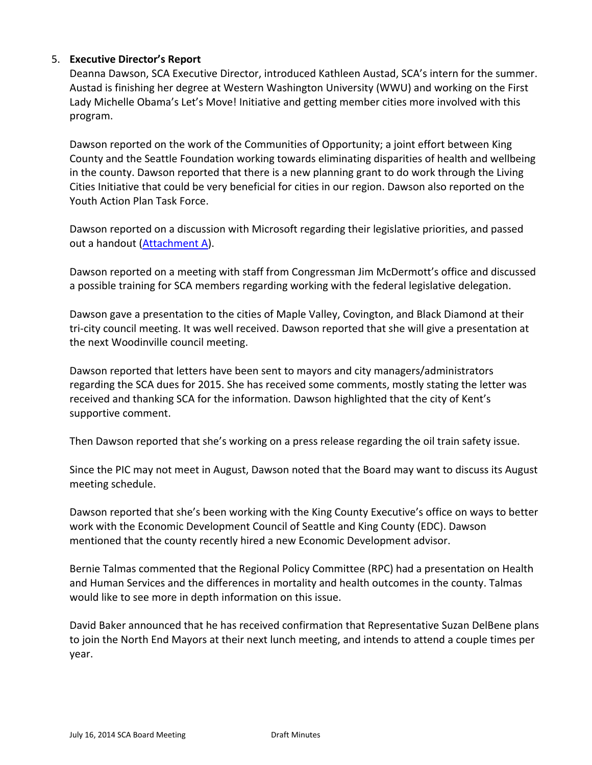5. **Executive Director's Report**

   Deanna Dawson, SCA Executive Director, introduced Kathleen Austad, SCA's intern for the summer. Austad is finishing her degree at Western Washington University (WWU) and working on the First Lady Michelle Obama's Let's Move! Initiative and getting member cities more involved with this program.

   Dawson reported on the work of the Communities of Opportunity; a joint effort between King County and the Seattle Foundation working towards eliminating disparities of health and wellbeing in the county. Dawson reported that there is a new planning grant to do work through the Living Cities Initiative that could be very beneficial for cities in our region. Dawson also reported on the Youth Action Plan Task Force.

   Dawson reported on a discussion with Microsoft regarding their legislative priorities, and passed out a handout (Attachment A).

   Dawson reported on a meeting with staff from Congressman Jim McDermott's office and discussed a possible training for SCA members regarding working with the federal legislative delegation.

   Dawson gave a presentation to the cities of Maple Valley, Covington, and Black Diamond at their tri-city council meeting. It was well received. Dawson reported that she will give a presentation at the next Woodinville council meeting.

   Dawson reported that letters have been sent to mayors and city managers/administrators regarding the SCA dues for 2015. She has received some comments, mostly stating the letter was received and thanking SCA for the information. Dawson highlighted that the city of Kent's supportive comment.

   Then Dawson reported that she's working on a press release regarding the oil train safety issue.

   Since the PIC may not meet in August, Dawson noted that the Board may want to discuss its August meeting schedule.

   Dawson reported that she's been working with the King County Executive's office on ways to better work with the Economic Development Council of Seattle and King County (EDC). Dawson mentioned that the county recently hired a new Economic Development advisor.

   Bernie Talmas commented that the Regional Policy Committee (RPC) had a presentation on Health and Human Services and the differences in mortality and health outcomes in the county. Talmas would like to see more in depth information on this issue.

   David Baker announced that he has received confirmation that Representative Suzan DelBene plans to join the North End Mayors at their next lunch meeting, and intends to attend a couple times per year.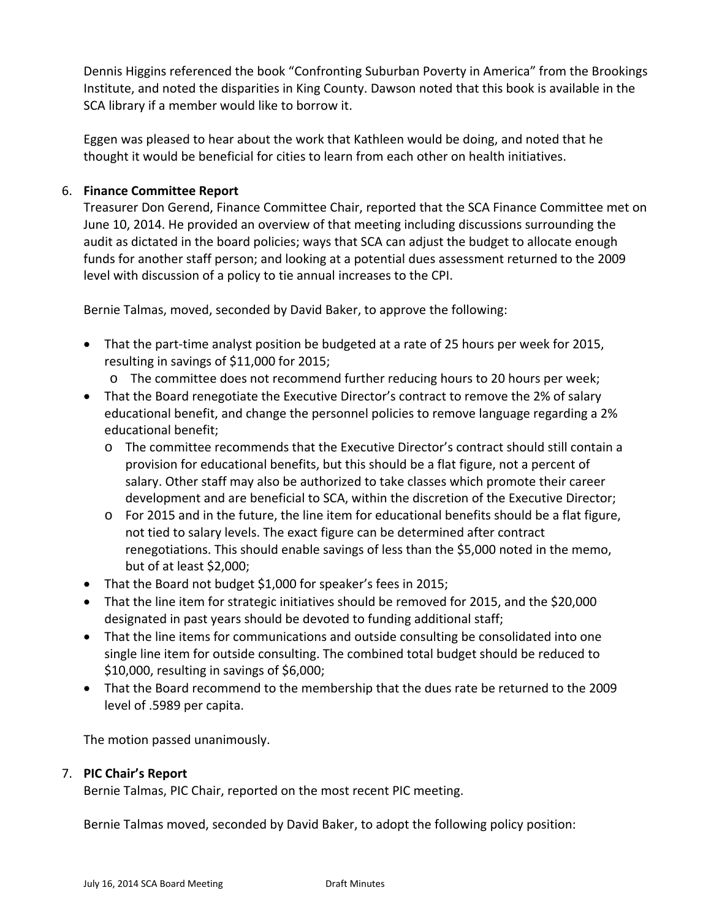Dennis Higgins referenced the book "Confronting Suburban Poverty in America" from the Brookings Institute, and noted the disparities in King County. Dawson noted that this book is available in the SCA library if a member would like to borrow it.

Eggen was pleased to hear about the work that Kathleen would be doing, and noted that he thought it would be beneficial for cities to learn from each other on health initiatives.

6. **Finance Committee Report**

   Treasurer Don Gerend, Finance Committee Chair, reported that the SCA Finance Committee met on June 10, 2014. He provided an overview of that meeting including discussions surrounding the audit as dictated in the board policies; ways that SCA can adjust the budget to allocate enough funds for another staff person; and looking at a potential dues assessment returned to the 2009 level with discussion of a policy to tie annual increases to the CPI.

   Bernie Talmas, moved, seconded by David Baker, to approve the following:

   - That the part-time analyst position be budgeted at a rate of 25 hours per week for 2015, resulting in savings of $11,000 for 2015;
     - The committee does not recommend further reducing hours to 20 hours per week;
   - That the Board renegotiate the Executive Director's contract to remove the 2% of salary educational benefit, and change the personnel policies to remove language regarding a 2% educational benefit;
     - The committee recommends that the Executive Director's contract should still contain a provision for educational benefits, but this should be a flat figure, not a percent of salary. Other staff may also be authorized to take classes which promote their career development and are beneficial to SCA, within the discretion of the Executive Director;
     - For 2015 and in the future, the line item for educational benefits should be a flat figure, not tied to salary levels. The exact figure can be determined after contract renegotiations. This should enable savings of less than the $5,000 noted in the memo, but of at least $2,000;
   - That the Board not budget $1,000 for speaker's fees in 2015;
   - That the line item for strategic initiatives should be removed for 2015, and the $20,000 designated in past years should be devoted to funding additional staff;
   - That the line items for communications and outside consulting be consolidated into one single line item for outside consulting. The combined total budget should be reduced to $10,000, resulting in savings of $6,000;
   - That the Board recommend to the membership that the dues rate be returned to the 2009 level of .5989 per capita.

   The motion passed unanimously.

7. **PIC Chair's Report**

   Bernie Talmas, PIC Chair, reported on the most recent PIC meeting.

   Bernie Talmas moved, seconded by David Baker, to adopt the following policy position: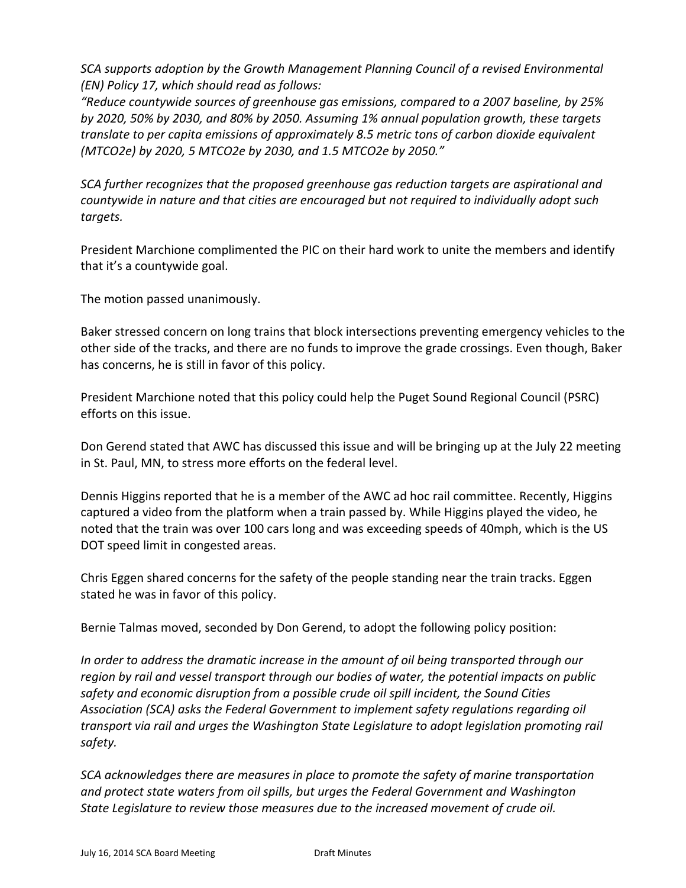*SCA supports adoption by the Growth Management Planning Council of a revised Environmental (EN) Policy 17, which should read as follows:*
*"Reduce countywide sources of greenhouse gas emissions, compared to a 2007 baseline, by 25% by 2020, 50% by 2030, and 80% by 2050. Assuming 1% annual population growth, these targets translate to per capita emissions of approximately 8.5 metric tons of carbon dioxide equivalent (MTCO2e) by 2020, 5 MTCO2e by 2030, and 1.5 MTCO2e by 2050."*

*SCA further recognizes that the proposed greenhouse gas reduction targets are aspirational and countywide in nature and that cities are encouraged but not required to individually adopt such targets.*

President Marchione complimented the PIC on their hard work to unite the members and identify that it's a countywide goal.

The motion passed unanimously.

Baker stressed concern on long trains that block intersections preventing emergency vehicles to the other side of the tracks, and there are no funds to improve the grade crossings. Even though, Baker has concerns, he is still in favor of this policy.

President Marchione noted that this policy could help the Puget Sound Regional Council (PSRC) efforts on this issue.

Don Gerend stated that AWC has discussed this issue and will be bringing up at the July 22 meeting in St. Paul, MN, to stress more efforts on the federal level.

Dennis Higgins reported that he is a member of the AWC ad hoc rail committee. Recently, Higgins captured a video from the platform when a train passed by. While Higgins played the video, he noted that the train was over 100 cars long and was exceeding speeds of 40mph, which is the US DOT speed limit in congested areas.

Chris Eggen shared concerns for the safety of the people standing near the train tracks. Eggen stated he was in favor of this policy.

Bernie Talmas moved, seconded by Don Gerend, to adopt the following policy position:

*In order to address the dramatic increase in the amount of oil being transported through our region by rail and vessel transport through our bodies of water, the potential impacts on public safety and economic disruption from a possible crude oil spill incident, the Sound Cities Association (SCA) asks the Federal Government to implement safety regulations regarding oil transport via rail and urges the Washington State Legislature to adopt legislation promoting rail safety.*

*SCA acknowledges there are measures in place to promote the safety of marine transportation and protect state waters from oil spills, but urges the Federal Government and Washington State Legislature to review those measures due to the increased movement of crude oil.*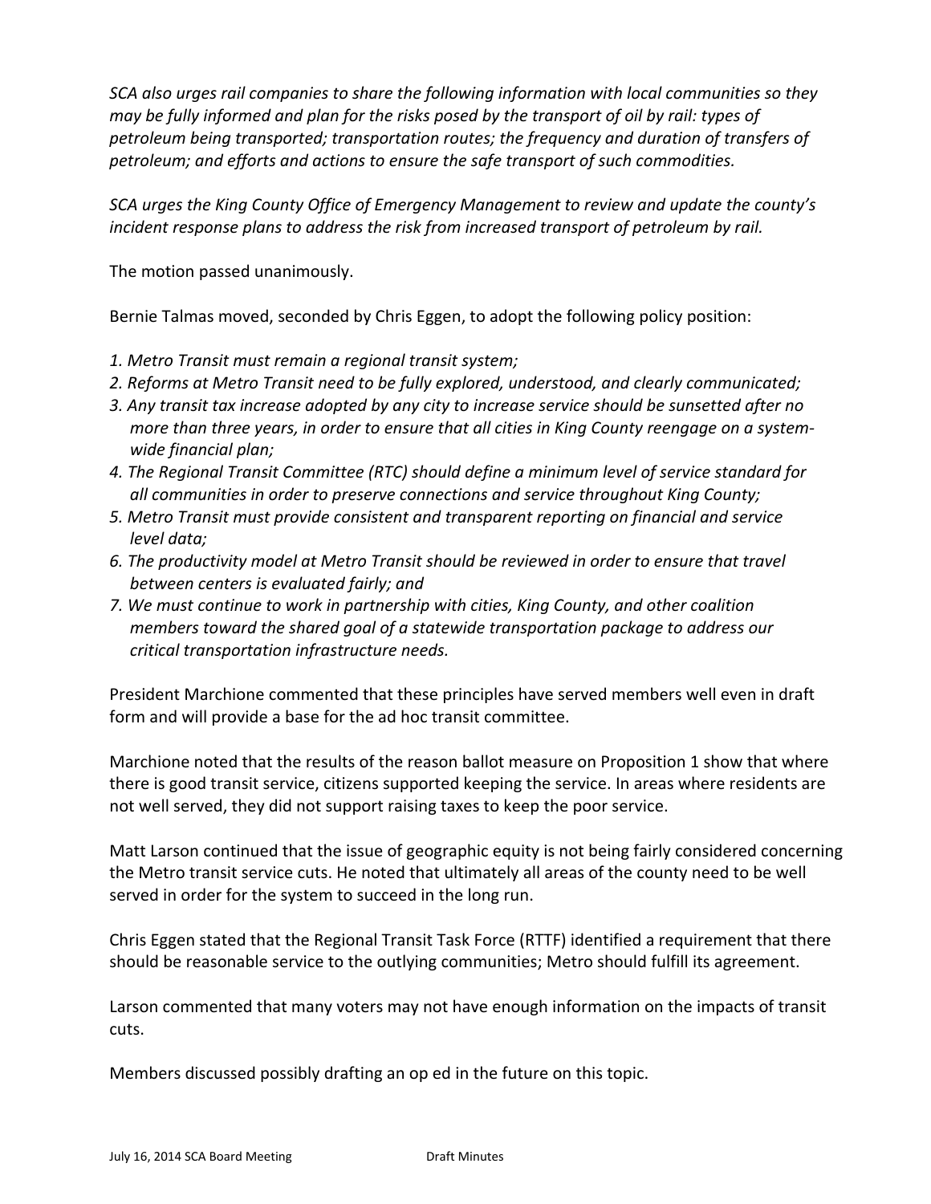*SCA also urges rail companies to share the following information with local communities so they may be fully informed and plan for the risks posed by the transport of oil by rail: types of petroleum being transported; transportation routes; the frequency and duration of transfers of petroleum; and efforts and actions to ensure the safe transport of such commodities.*

*SCA urges the King County Office of Emergency Management to review and update the county's incident response plans to address the risk from increased transport of petroleum by rail.*

The motion passed unanimously.

Bernie Talmas moved, seconded by Chris Eggen, to adopt the following policy position:

*1. Metro Transit must remain a regional transit system;*
*2. Reforms at Metro Transit need to be fully explored, understood, and clearly communicated;*
*3. Any transit tax increase adopted by any city to increase service should be sunsetted after no more than three years, in order to ensure that all cities in King County reengage on a system-wide financial plan;*
*4. The Regional Transit Committee (RTC) should define a minimum level of service standard for all communities in order to preserve connections and service throughout King County;*
*5. Metro Transit must provide consistent and transparent reporting on financial and service level data;*
*6. The productivity model at Metro Transit should be reviewed in order to ensure that travel between centers is evaluated fairly; and*
*7. We must continue to work in partnership with cities, King County, and other coalition members toward the shared goal of a statewide transportation package to address our critical transportation infrastructure needs.*

President Marchione commented that these principles have served members well even in draft form and will provide a base for the ad hoc transit committee.

Marchione noted that the results of the reason ballot measure on Proposition 1 show that where there is good transit service, citizens supported keeping the service. In areas where residents are not well served, they did not support raising taxes to keep the poor service.

Matt Larson continued that the issue of geographic equity is not being fairly considered concerning the Metro transit service cuts. He noted that ultimately all areas of the county need to be well served in order for the system to succeed in the long run.

Chris Eggen stated that the Regional Transit Task Force (RTTF) identified a requirement that there should be reasonable service to the outlying communities; Metro should fulfill its agreement.

Larson commented that many voters may not have enough information on the impacts of transit cuts.

Members discussed possibly drafting an op ed in the future on this topic.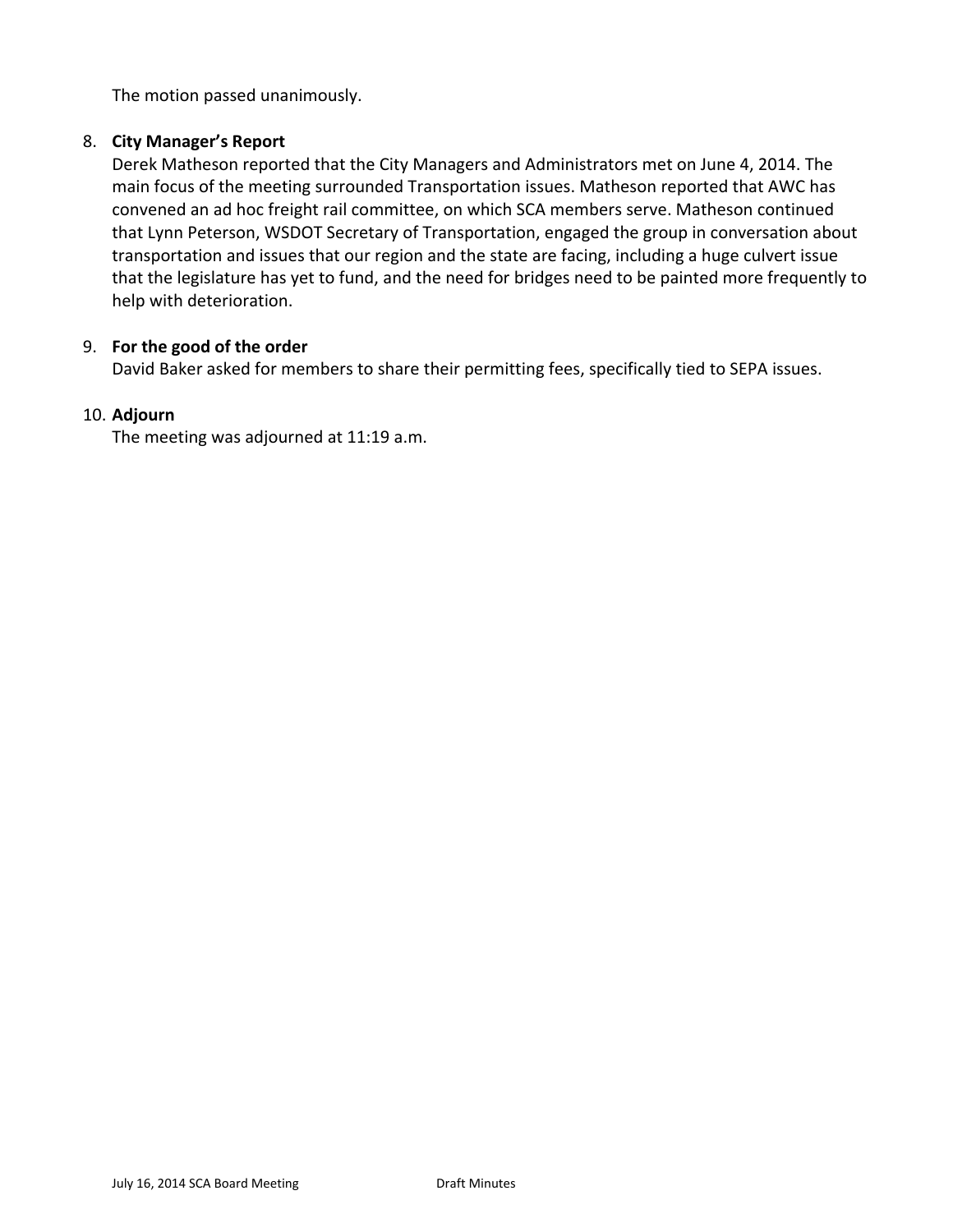The motion passed unanimously.

8. **City Manager's Report**
   Derek Matheson reported that the City Managers and Administrators met on June 4, 2014. The main focus of the meeting surrounded Transportation issues. Matheson reported that AWC has convened an ad hoc freight rail committee, on which SCA members serve. Matheson continued that Lynn Peterson, WSDOT Secretary of Transportation, engaged the group in conversation about transportation and issues that our region and the state are facing, including a huge culvert issue that the legislature has yet to fund, and the need for bridges need to be painted more frequently to help with deterioration.

9. **For the good of the order**
   David Baker asked for members to share their permitting fees, specifically tied to SEPA issues.

10. **Adjourn**
    The meeting was adjourned at 11:19 a.m.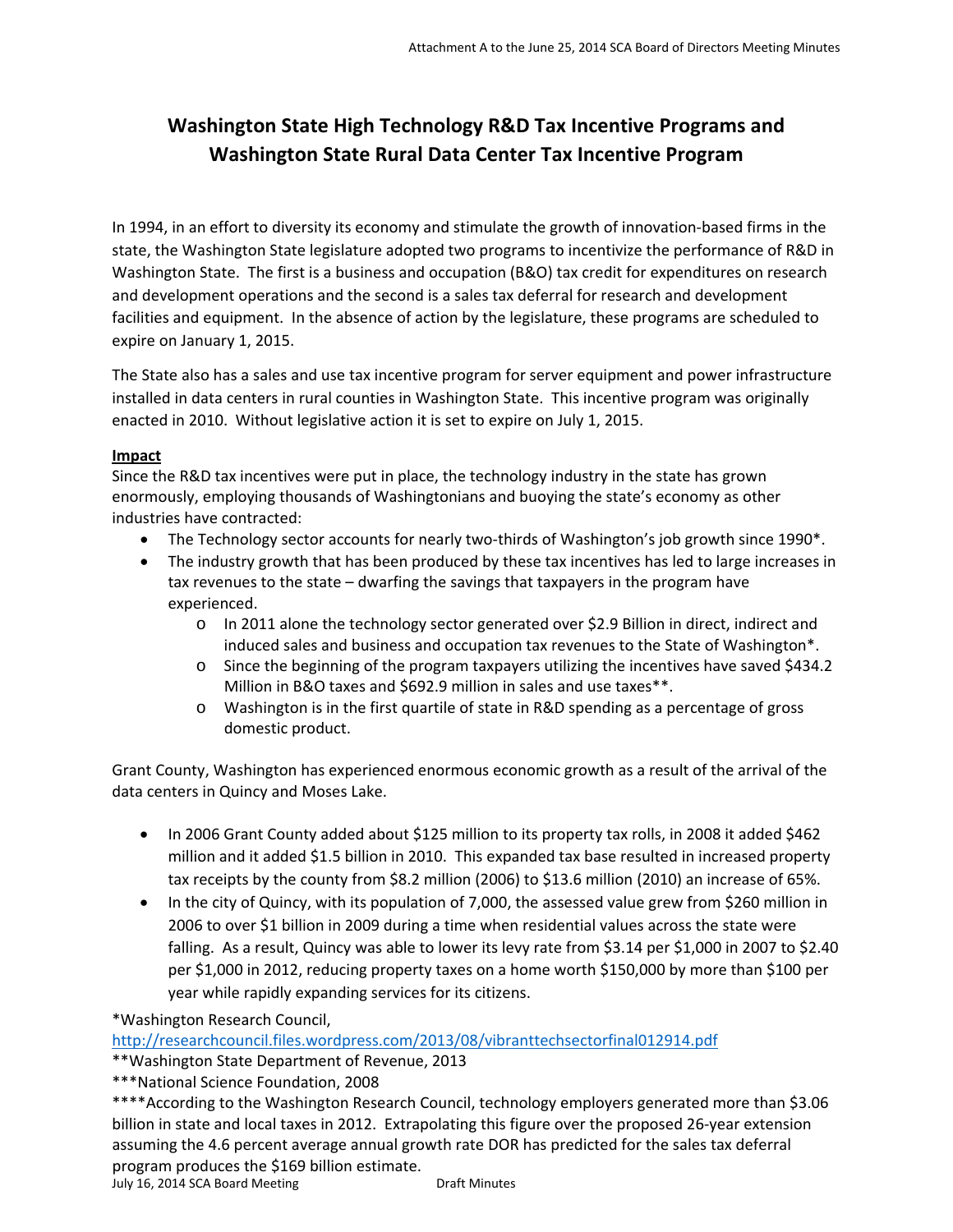# Washington State High Technology R&D Tax Incentive Programs and Washington State Rural Data Center Tax Incentive Program

In 1994, in an effort to diversity its economy and stimulate the growth of innovation-based firms in the state, the Washington State legislature adopted two programs to incentivize the performance of R&D in Washington State. The first is a business and occupation (B&O) tax credit for expenditures on research and development operations and the second is a sales tax deferral for research and development facilities and equipment. In the absence of action by the legislature, these programs are scheduled to expire on January 1, 2015.

The State also has a sales and use tax incentive program for server equipment and power infrastructure installed in data centers in rural counties in Washington State. This incentive program was originally enacted in 2010. Without legislative action it is set to expire on July 1, 2015.

**Impact**

Since the R&D tax incentives were put in place, the technology industry in the state has grown enormously, employing thousands of Washingtonians and buoying the state's economy as other industries have contracted:

- The Technology sector accounts for nearly two-thirds of Washington's job growth since 1990*.
- The industry growth that has been produced by these tax incentives has led to large increases in tax revenues to the state – dwarfing the savings that taxpayers in the program have experienced.
    - In 2011 alone the technology sector generated over $2.9 Billion in direct, indirect and induced sales and business and occupation tax revenues to the State of Washington*.
    - Since the beginning of the program taxpayers utilizing the incentives have saved $434.2 Million in B&O taxes and $692.9 million in sales and use taxes**.
    - Washington is in the first quartile of state in R&D spending as a percentage of gross domestic product.

Grant County, Washington has experienced enormous economic growth as a result of the arrival of the data centers in Quincy and Moses Lake.

- In 2006 Grant County added about $125 million to its property tax rolls, in 2008 it added $462 million and it added $1.5 billion in 2010. This expanded tax base resulted in increased property tax receipts by the county from $8.2 million (2006) to $13.6 million (2010) an increase of 65%.
- In the city of Quincy, with its population of 7,000, the assessed value grew from $260 million in 2006 to over $1 billion in 2009 during a time when residential values across the state were falling. As a result, Quincy was able to lower its levy rate from $3.14 per $1,000 in 2007 to $2.40 per $1,000 in 2012, reducing property taxes on a home worth $150,000 by more than $100 per year while rapidly expanding services for its citizens.

*Washington Research Council, http://researchcouncil.files.wordpress.com/2013/08/vibranttechsectorfinal012914.pdf

**Washington State Department of Revenue, 2013

***National Science Foundation, 2008

****According to the Washington Research Council, technology employers generated more than $3.06 billion in state and local taxes in 2012. Extrapolating this figure over the proposed 26-year extension assuming the 4.6 percent average annual growth rate DOR has predicted for the sales tax deferral program produces the $169 billion estimate.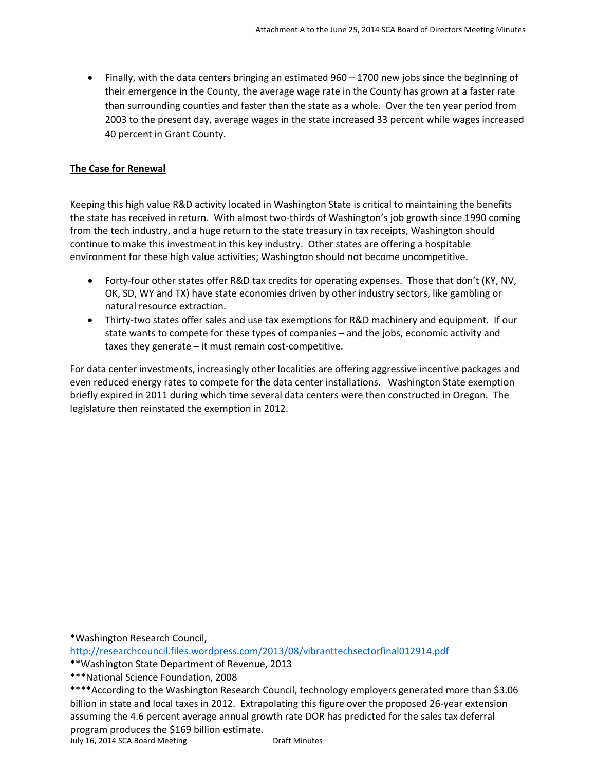- Finally, with the data centers bringing an estimated 960 – 1700 new jobs since the beginning of their emergence in the County, the average wage rate in the County has grown at a faster rate than surrounding counties and faster than the state as a whole. Over the ten year period from 2003 to the present day, average wages in the state increased 33 percent while wages increased 40 percent in Grant County.

**The Case for Renewal**

Keeping this high value R&D activity located in Washington State is critical to maintaining the benefits the state has received in return. With almost two-thirds of Washington's job growth since 1990 coming from the tech industry, and a huge return to the state treasury in tax receipts, Washington should continue to make this investment in this key industry. Other states are offering a hospitable environment for these high value activities; Washington should not become uncompetitive.

- Forty-four other states offer R&D tax credits for operating expenses. Those that don't (KY, NV, OK, SD, WY and TX) have state economies driven by other industry sectors, like gambling or natural resource extraction.
- Thirty-two states offer sales and use tax exemptions for R&D machinery and equipment. If our state wants to compete for these types of companies – and the jobs, economic activity and taxes they generate – it must remain cost-competitive.

For data center investments, increasingly other localities are offering aggressive incentive packages and even reduced energy rates to compete for the data center installations. Washington State exemption briefly expired in 2011 during which time several data centers were then constructed in Oregon. The legislature then reinstated the exemption in 2012.

*Washington Research Council, http://researchcouncil.files.wordpress.com/2013/08/vibranttechsectorfinal012914.pdf

**Washington State Department of Revenue, 2013

***National Science Foundation, 2008

****According to the Washington Research Council, technology employers generated more than $3.06 billion in state and local taxes in 2012. Extrapolating this figure over the proposed 26-year extension assuming the 4.6 percent average annual growth rate DOR has predicted for the sales tax deferral program produces the $169 billion estimate.